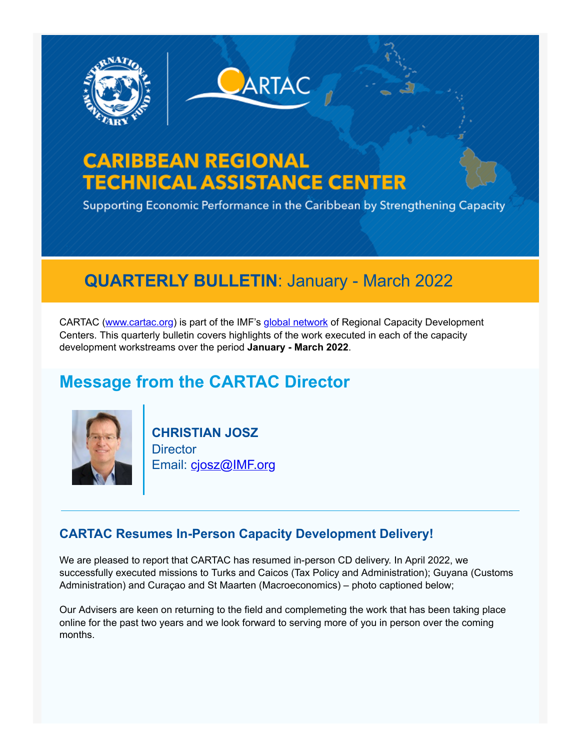# CARIBBEAN REGIONAL TECHNICAL ASSISTANCE CENTER

Supporting Economic Performance in the Caribbean by Strengthening Capacity

## **QUARTERLY BULLETIN**: January - March 2022

CARTAC (www.cartac.org) is part of the IMF's global network of Regional Capacity Development Centers. This quarterly bulletin covers highlights of the work executed in each of the capacity development workstreams over the period **January - March 2022**.

## Message from the CARTAC Director

**CHRISTIAN JOSZ**
Director
Email: cjosz@IMF.org

### CARTAC Resumes In-Person Capacity Development Delivery!

We are pleased to report that CARTAC has resumed in-person CD delivery. In April 2022, we successfully executed missions to Turks and Caicos (Tax Policy and Administration); Guyana (Customs Administration) and Curaçao and St Maarten (Macroeconomics) – photo captioned below;

Our Advisers are keen on returning to the field and complemeting the work that has been taking place online for the past two years and we look forward to serving more of you in person over the coming months.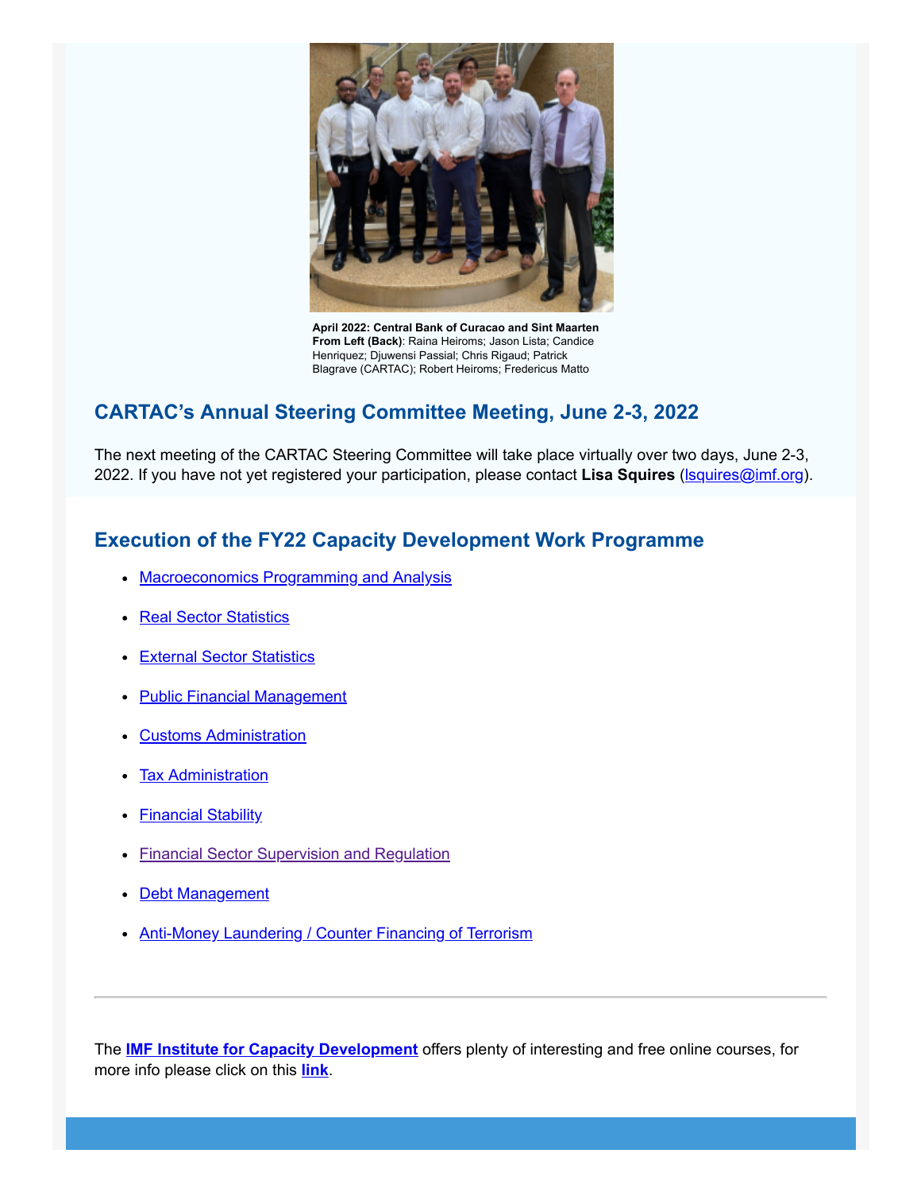**April 2022: Central Bank of Curacao and Sint Maarten**
**From Left (Back)**: Raina Heiroms; Jason Lista; Candice Henriquez; Djuwensi Passial; Chris Rigaud; Patrick Blagrave (CARTAC); Robert Heiroms; Fredericus Matto

## CARTAC's Annual Steering Committee Meeting, June 2-3, 2022

The next meeting of the CARTAC Steering Committee will take place virtually over two days, June 2-3, 2022. If you have not yet registered your participation, please contact **Lisa Squires** (lsquires@imf.org).

## Execution of the FY22 Capacity Development Work Programme

- Macroeconomics Programming and Analysis
- Real Sector Statistics
- External Sector Statistics
- Public Financial Management
- Customs Administration
- Tax Administration
- Financial Stability
- Financial Sector Supervision and Regulation
- Debt Management
- Anti-Money Laundering / Counter Financing of Terrorism

---

The **IMF Institute for Capacity Development** offers plenty of interesting and free online courses, for more info please click on this **link**.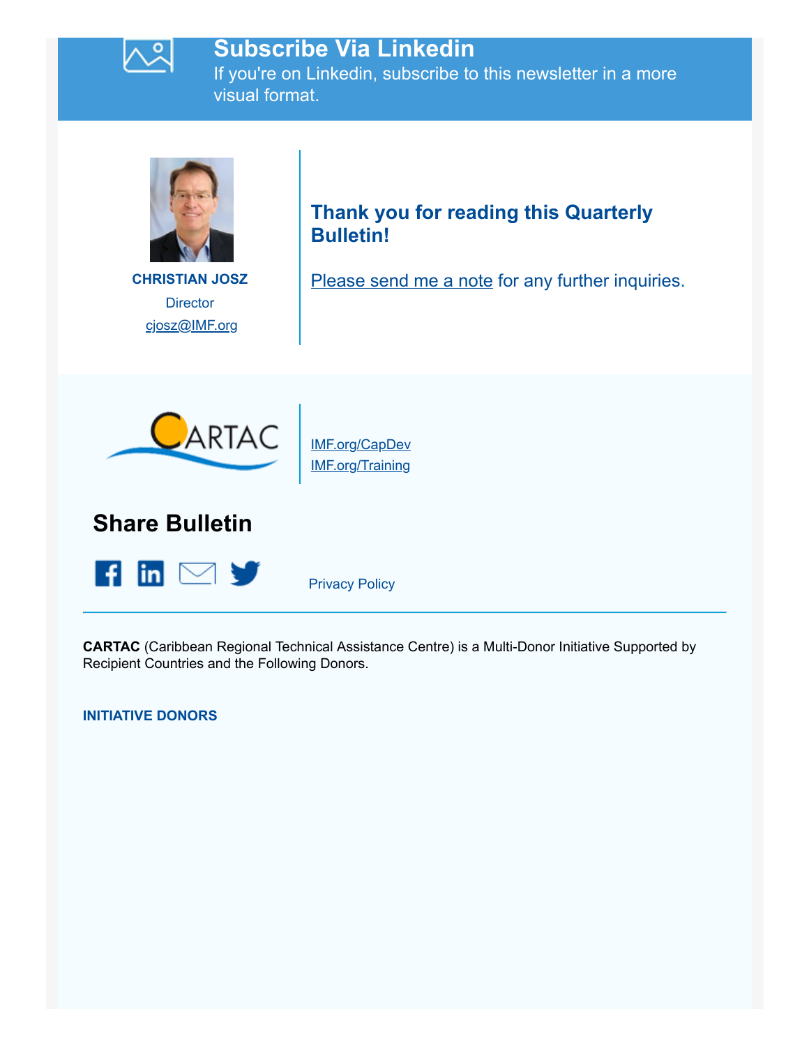## Subscribe Via Linkedin

If you're on Linkedin, subscribe to this newsletter in a more visual format.

**CHRISTIAN JOSZ**
Director
cjosz@IMF.org

### Thank you for reading this Quarterly Bulletin!

Please send me a note for any further inquiries.

IMF.org/CapDev
IMF.org/Training

## Share Bulletin

Privacy Policy

---

**CARTAC** (Caribbean Regional Technical Assistance Centre) is a Multi-Donor Initiative Supported by Recipient Countries and the Following Donors.

**INITIATIVE DONORS**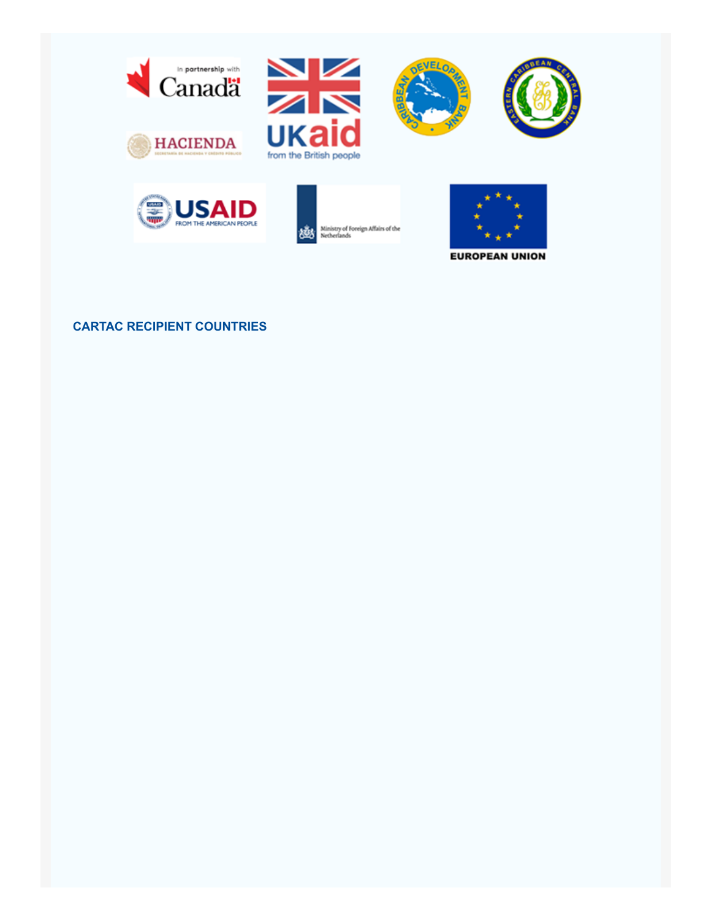## CARTAC RECIPIENT COUNTRIES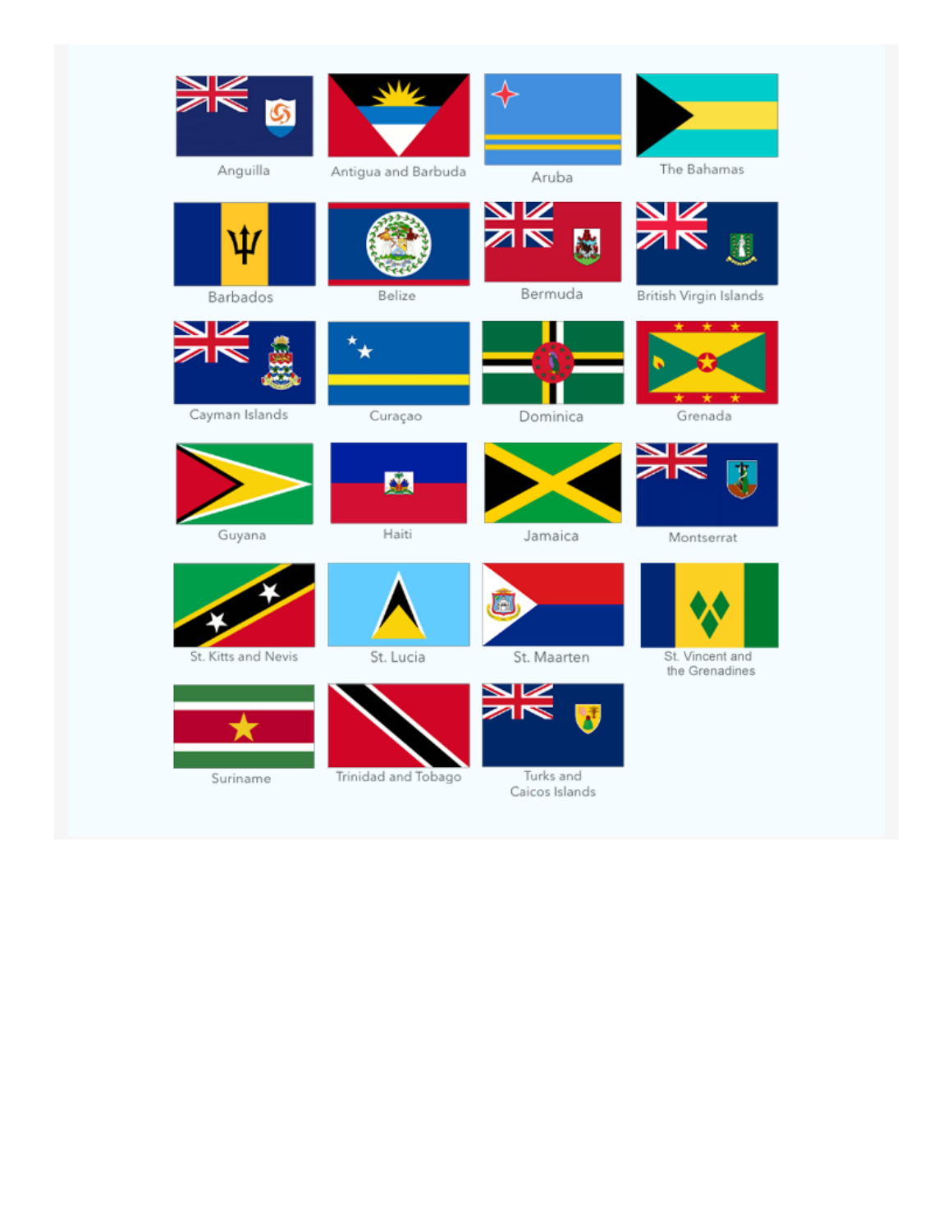Anguilla

Antigua and Barbuda

Aruba

The Bahamas

Barbados

Belize

Bermuda

British Virgin Islands

Cayman Islands

Curaçao

Dominica

Grenada

Guyana

Haiti

Jamaica

Montserrat

St. Kitts and Nevis

St. Lucia

St. Maarten

St. Vincent and the Grenadines

Suriname

Trinidad and Tobago

Turks and Caicos Islands